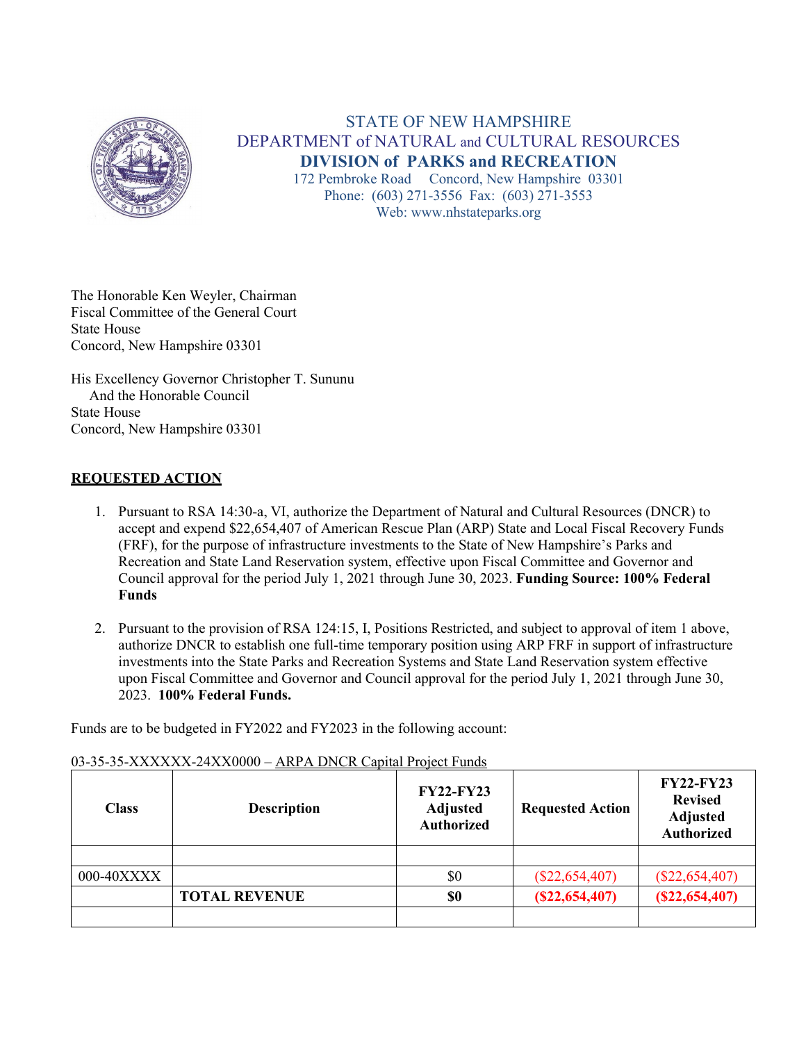STATE OF NEW HAMPSHIRE
DEPARTMENT of NATURAL and CULTURAL RESOURCES
**DIVISION of PARKS and RECREATION**
172 Pembroke Road Concord, New Hampshire 03301
Phone: (603) 271-3556 Fax: (603) 271-3553
Web: www.nhstateparks.org

The Honorable Ken Weyler, Chairman
Fiscal Committee of the General Court
State House
Concord, New Hampshire 03301

His Excellency Governor Christopher T. Sununu
And the Honorable Council
State House
Concord, New Hampshire 03301

## REQUESTED ACTION

1. Pursuant to RSA 14:30-a, VI, authorize the Department of Natural and Cultural Resources (DNCR) to accept and expend $22,654,407 of American Rescue Plan (ARP) State and Local Fiscal Recovery Funds (FRF), for the purpose of infrastructure investments to the State of New Hampshire's Parks and Recreation and State Land Reservation system, effective upon Fiscal Committee and Governor and Council approval for the period July 1, 2021 through June 30, 2023. **Funding Source: 100% Federal Funds**

2. Pursuant to the provision of RSA 124:15, I, Positions Restricted, and subject to approval of item 1 above, authorize DNCR to establish one full-time temporary position using ARP FRF in support of infrastructure investments into the State Parks and Recreation Systems and State Land Reservation system effective upon Fiscal Committee and Governor and Council approval for the period July 1, 2021 through June 30, 2023. **100% Federal Funds.**

Funds are to be budgeted in FY2022 and FY2023 in the following account:

03-35-35-XXXXXX-24XX0000 – ARPA DNCR Capital Project Funds

| Class | Description | FY22-FY23 Adjusted Authorized | Requested Action | FY22-FY23 Revised Adjusted Authorized |
|---|---|---|---|---|
| | | | | |
| 000-40XXXX | | $0 | ($22,654,407) | ($22,654,407) |
| | **TOTAL REVENUE** | **$0** | **($22,654,407)** | **($22,654,407)** |
| | | | | |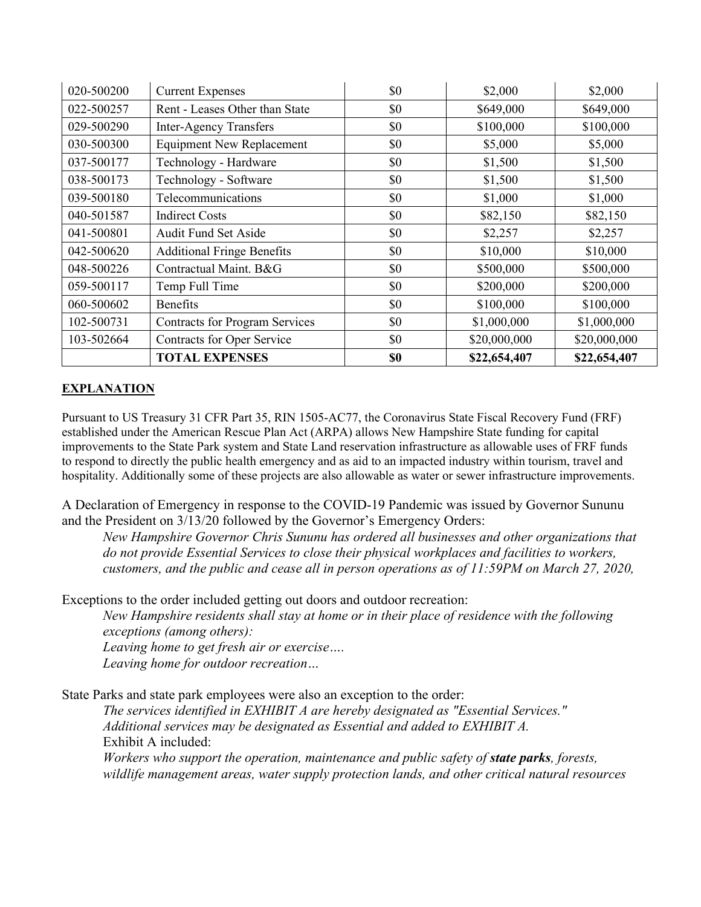| | | | | |
|---|---|---|---|---|
| 020-500200 | Current Expenses | $0 | $2,000 | $2,000 |
| 022-500257 | Rent - Leases Other than State | $0 | $649,000 | $649,000 |
| 029-500290 | Inter-Agency Transfers | $0 | $100,000 | $100,000 |
| 030-500300 | Equipment New Replacement | $0 | $5,000 | $5,000 |
| 037-500177 | Technology - Hardware | $0 | $1,500 | $1,500 |
| 038-500173 | Technology - Software | $0 | $1,500 | $1,500 |
| 039-500180 | Telecommunications | $0 | $1,000 | $1,000 |
| 040-501587 | Indirect Costs | $0 | $82,150 | $82,150 |
| 041-500801 | Audit Fund Set Aside | $0 | $2,257 | $2,257 |
| 042-500620 | Additional Fringe Benefits | $0 | $10,000 | $10,000 |
| 048-500226 | Contractual Maint. B&G | $0 | $500,000 | $500,000 |
| 059-500117 | Temp Full Time | $0 | $200,000 | $200,000 |
| 060-500602 | Benefits | $0 | $100,000 | $100,000 |
| 102-500731 | Contracts for Program Services | $0 | $1,000,000 | $1,000,000 |
| 103-502664 | Contracts for Oper Service | $0 | $20,000,000 | $20,000,000 |
| | **TOTAL EXPENSES** | **$0** | **$22,654,407** | **$22,654,407** |

**EXPLANATION**

Pursuant to US Treasury 31 CFR Part 35, RIN 1505-AC77, the Coronavirus State Fiscal Recovery Fund (FRF) established under the American Rescue Plan Act (ARPA) allows New Hampshire State funding for capital improvements to the State Park system and State Land reservation infrastructure as allowable uses of FRF funds to respond to directly the public health emergency and as aid to an impacted industry within tourism, travel and hospitality. Additionally some of these projects are also allowable as water or sewer infrastructure improvements.

A Declaration of Emergency in response to the COVID-19 Pandemic was issued by Governor Sununu and the President on 3/13/20 followed by the Governor's Emergency Orders:

> *New Hampshire Governor Chris Sununu has ordered all businesses and other organizations that do not provide Essential Services to close their physical workplaces and facilities to workers, customers, and the public and cease all in person operations as of 11:59PM on March 27, 2020,*

Exceptions to the order included getting out doors and outdoor recreation:

> *New Hampshire residents shall stay at home or in their place of residence with the following exceptions (among others):*
> *Leaving home to get fresh air or exercise….*
> *Leaving home for outdoor recreation…*

State Parks and state park employees were also an exception to the order:

> *The services identified in EXHIBIT A are hereby designated as "Essential Services." Additional services may be designated as Essential and added to EXHIBIT A.*
> Exhibit A included:
> *Workers who support the operation, maintenance and public safety of* ***state parks****, forests, wildlife management areas, water supply protection lands, and other critical natural resources*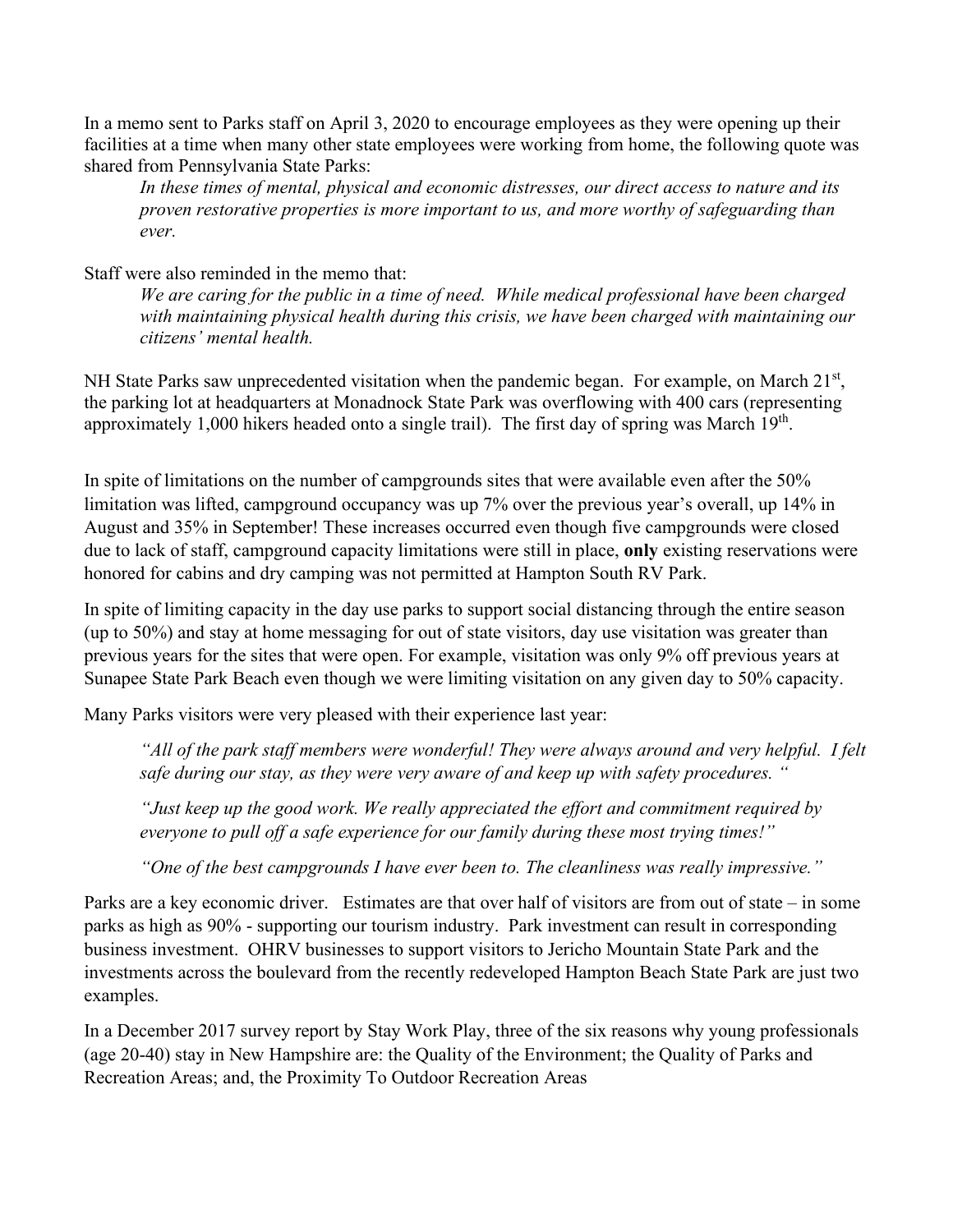In a memo sent to Parks staff on April 3, 2020 to encourage employees as they were opening up their facilities at a time when many other state employees were working from home, the following quote was shared from Pennsylvania State Parks:

> *In these times of mental, physical and economic distresses, our direct access to nature and its proven restorative properties is more important to us, and more worthy of safeguarding than ever.*

Staff were also reminded in the memo that:

> *We are caring for the public in a time of need. While medical professional have been charged with maintaining physical health during this crisis, we have been charged with maintaining our citizens' mental health.*

NH State Parks saw unprecedented visitation when the pandemic began. For example, on March 21st, the parking lot at headquarters at Monadnock State Park was overflowing with 400 cars (representing approximately 1,000 hikers headed onto a single trail). The first day of spring was March 19th.

In spite of limitations on the number of campgrounds sites that were available even after the 50% limitation was lifted, campground occupancy was up 7% over the previous year's overall, up 14% in August and 35% in September! These increases occurred even though five campgrounds were closed due to lack of staff, campground capacity limitations were still in place, **only** existing reservations were honored for cabins and dry camping was not permitted at Hampton South RV Park.

In spite of limiting capacity in the day use parks to support social distancing through the entire season (up to 50%) and stay at home messaging for out of state visitors, day use visitation was greater than previous years for the sites that were open. For example, visitation was only 9% off previous years at Sunapee State Park Beach even though we were limiting visitation on any given day to 50% capacity.

Many Parks visitors were very pleased with their experience last year:

> *"All of the park staff members were wonderful! They were always around and very helpful. I felt safe during our stay, as they were very aware of and keep up with safety procedures. "*
>
> *"Just keep up the good work. We really appreciated the effort and commitment required by everyone to pull off a safe experience for our family during these most trying times!"*
>
> *"One of the best campgrounds I have ever been to. The cleanliness was really impressive."*

Parks are a key economic driver. Estimates are that over half of visitors are from out of state – in some parks as high as 90% - supporting our tourism industry. Park investment can result in corresponding business investment. OHRV businesses to support visitors to Jericho Mountain State Park and the investments across the boulevard from the recently redeveloped Hampton Beach State Park are just two examples.

In a December 2017 survey report by Stay Work Play, three of the six reasons why young professionals (age 20-40) stay in New Hampshire are: the Quality of the Environment; the Quality of Parks and Recreation Areas; and, the Proximity To Outdoor Recreation Areas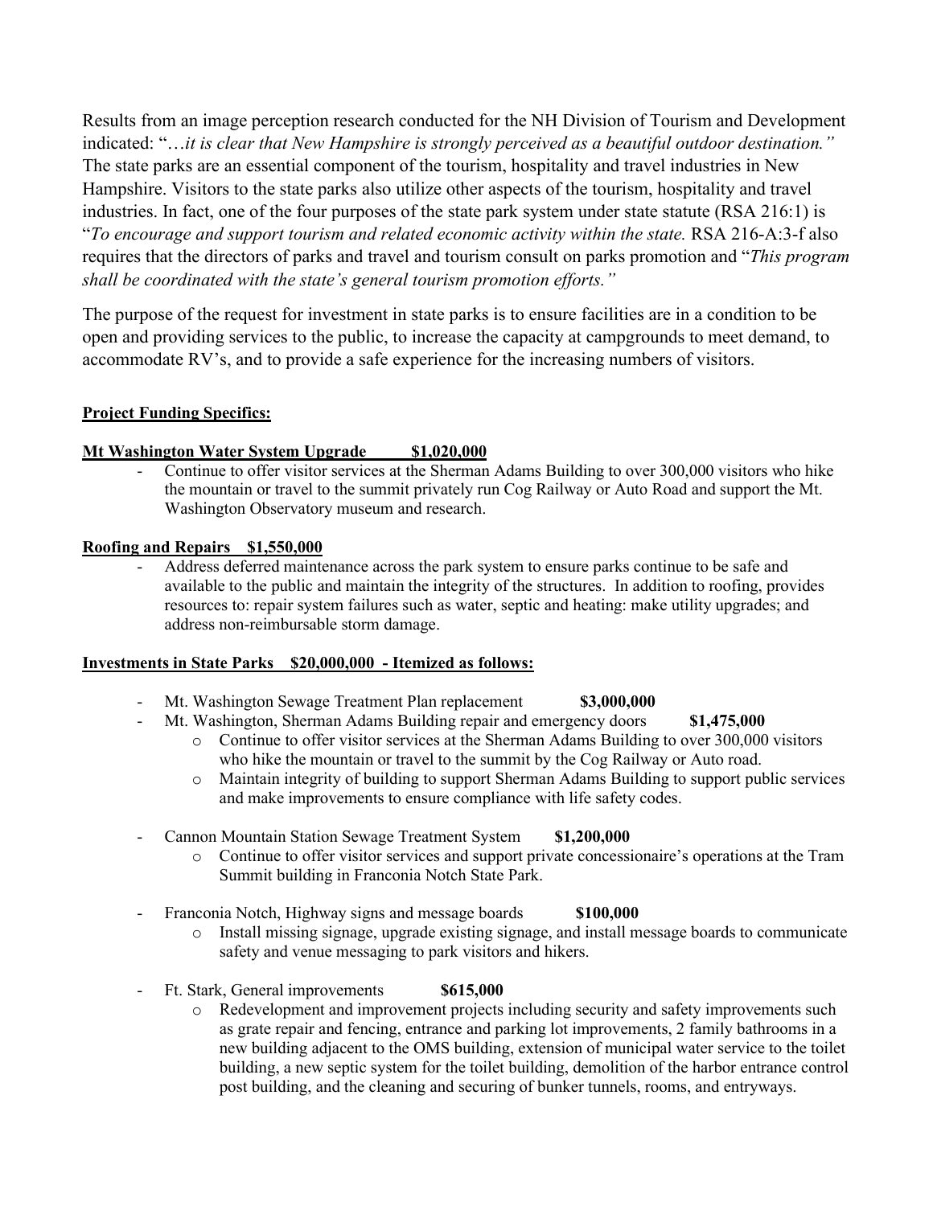Results from an image perception research conducted for the NH Division of Tourism and Development indicated: "…*it is clear that New Hampshire is strongly perceived as a beautiful outdoor destination."* The state parks are an essential component of the tourism, hospitality and travel industries in New Hampshire. Visitors to the state parks also utilize other aspects of the tourism, hospitality and travel industries. In fact, one of the four purposes of the state park system under state statute (RSA 216:1) is "*To encourage and support tourism and related economic activity within the state.* RSA 216-A:3-f also requires that the directors of parks and travel and tourism consult on parks promotion and "*This program shall be coordinated with the state's general tourism promotion efforts."*

The purpose of the request for investment in state parks is to ensure facilities are in a condition to be open and providing services to the public, to increase the capacity at campgrounds to meet demand, to accommodate RV's, and to provide a safe experience for the increasing numbers of visitors.

**Project Funding Specifics:**

**Mt Washington Water System Upgrade $1,020,000**

- Continue to offer visitor services at the Sherman Adams Building to over 300,000 visitors who hike the mountain or travel to the summit privately run Cog Railway or Auto Road and support the Mt. Washington Observatory museum and research.

**Roofing and Repairs $1,550,000**

- Address deferred maintenance across the park system to ensure parks continue to be safe and available to the public and maintain the integrity of the structures. In addition to roofing, provides resources to: repair system failures such as water, septic and heating: make utility upgrades; and address non-reimbursable storm damage.

**Investments in State Parks $20,000,000 - Itemized as follows:**

- Mt. Washington Sewage Treatment Plan replacement **$3,000,000**
- Mt. Washington, Sherman Adams Building repair and emergency doors **$1,475,000**
  - Continue to offer visitor services at the Sherman Adams Building to over 300,000 visitors who hike the mountain or travel to the summit by the Cog Railway or Auto road.
  - Maintain integrity of building to support Sherman Adams Building to support public services and make improvements to ensure compliance with life safety codes.
- Cannon Mountain Station Sewage Treatment System **$1,200,000**
  - Continue to offer visitor services and support private concessionaire's operations at the Tram Summit building in Franconia Notch State Park.
- Franconia Notch, Highway signs and message boards **$100,000**
  - Install missing signage, upgrade existing signage, and install message boards to communicate safety and venue messaging to park visitors and hikers.
- Ft. Stark, General improvements **$615,000**
  - Redevelopment and improvement projects including security and safety improvements such as grate repair and fencing, entrance and parking lot improvements, 2 family bathrooms in a new building adjacent to the OMS building, extension of municipal water service to the toilet building, a new septic system for the toilet building, demolition of the harbor entrance control post building, and the cleaning and securing of bunker tunnels, rooms, and entryways.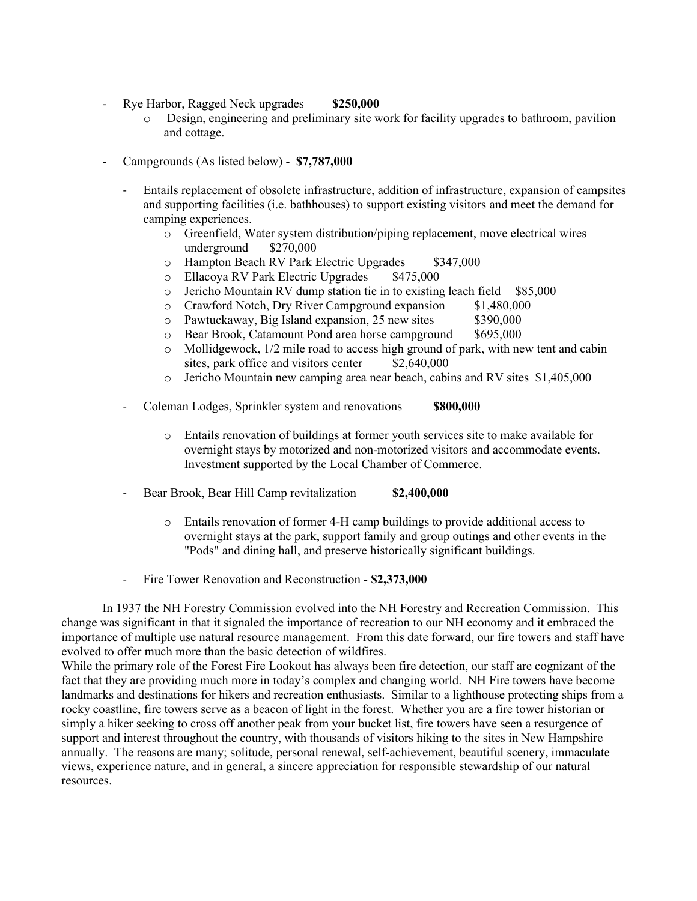- Rye Harbor, Ragged Neck upgrades **$250,000**
  - Design, engineering and preliminary site work for facility upgrades to bathroom, pavilion and cottage.

- Campgrounds (As listed below) - **$7,787,000**

  - Entails replacement of obsolete infrastructure, addition of infrastructure, expansion of campsites and supporting facilities (i.e. bathhouses) to support existing visitors and meet the demand for camping experiences.
    - Greenfield, Water system distribution/piping replacement, move electrical wires underground $270,000
    - Hampton Beach RV Park Electric Upgrades $347,000
    - Ellacoya RV Park Electric Upgrades $475,000
    - Jericho Mountain RV dump station tie in to existing leach field $85,000
    - Crawford Notch, Dry River Campground expansion $1,480,000
    - Pawtuckaway, Big Island expansion, 25 new sites $390,000
    - Bear Brook, Catamount Pond area horse campground $695,000
    - Mollidgewock, 1/2 mile road to access high ground of park, with new tent and cabin sites, park office and visitors center $2,640,000
    - Jericho Mountain new camping area near beach, cabins and RV sites $1,405,000

  - Coleman Lodges, Sprinkler system and renovations **$800,000**

    - Entails renovation of buildings at former youth services site to make available for overnight stays by motorized and non-motorized visitors and accommodate events. Investment supported by the Local Chamber of Commerce.

  - Bear Brook, Bear Hill Camp revitalization **$2,400,000**

    - Entails renovation of former 4-H camp buildings to provide additional access to overnight stays at the park, support family and group outings and other events in the "Pods" and dining hall, and preserve historically significant buildings.

  - Fire Tower Renovation and Reconstruction - **$2,373,000**

In 1937 the NH Forestry Commission evolved into the NH Forestry and Recreation Commission. This change was significant in that it signaled the importance of recreation to our NH economy and it embraced the importance of multiple use natural resource management. From this date forward, our fire towers and staff have evolved to offer much more than the basic detection of wildfires.

While the primary role of the Forest Fire Lookout has always been fire detection, our staff are cognizant of the fact that they are providing much more in today's complex and changing world. NH Fire towers have become landmarks and destinations for hikers and recreation enthusiasts. Similar to a lighthouse protecting ships from a rocky coastline, fire towers serve as a beacon of light in the forest. Whether you are a fire tower historian or simply a hiker seeking to cross off another peak from your bucket list, fire towers have seen a resurgence of support and interest throughout the country, with thousands of visitors hiking to the sites in New Hampshire annually. The reasons are many; solitude, personal renewal, self-achievement, beautiful scenery, immaculate views, experience nature, and in general, a sincere appreciation for responsible stewardship of our natural resources.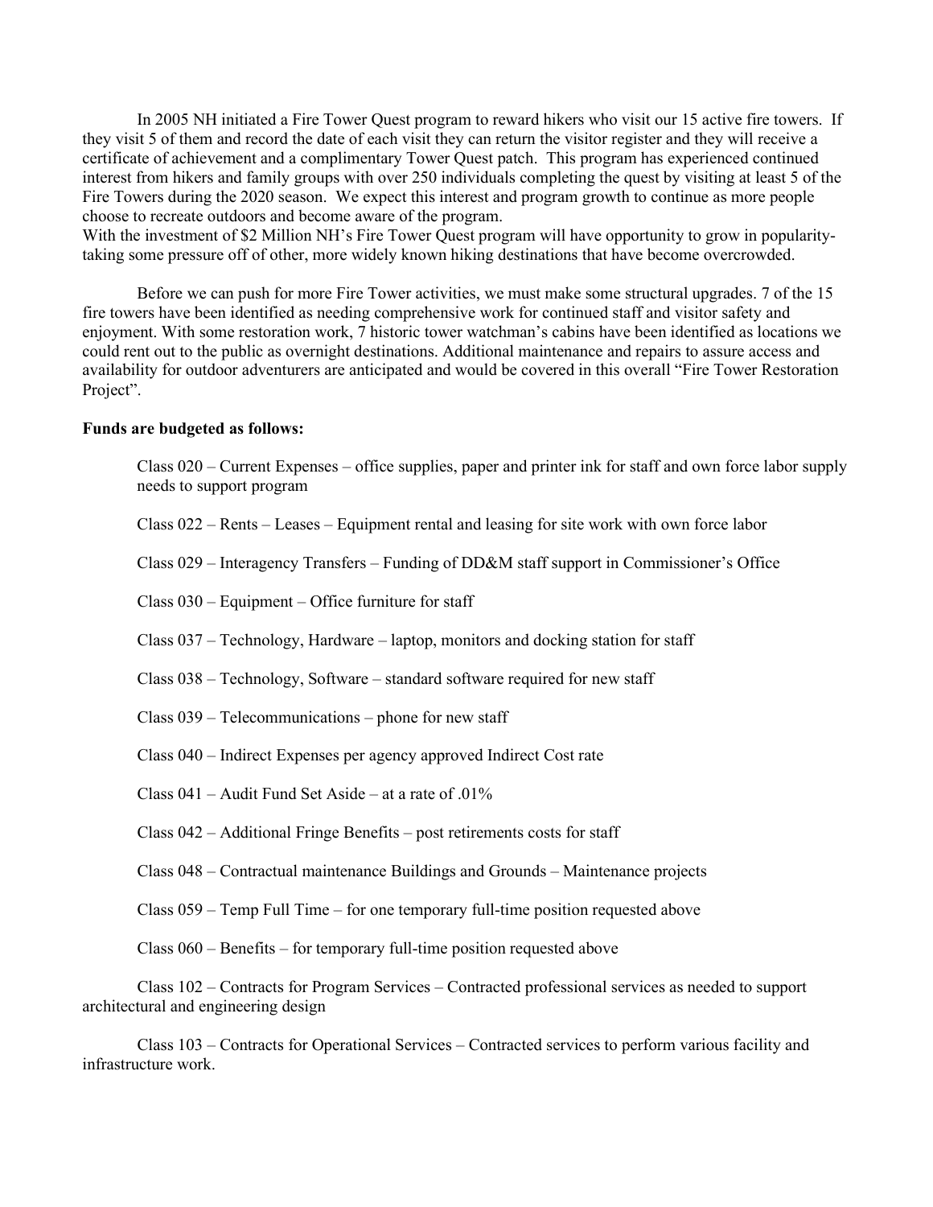In 2005 NH initiated a Fire Tower Quest program to reward hikers who visit our 15 active fire towers. If they visit 5 of them and record the date of each visit they can return the visitor register and they will receive a certificate of achievement and a complimentary Tower Quest patch. This program has experienced continued interest from hikers and family groups with over 250 individuals completing the quest by visiting at least 5 of the Fire Towers during the 2020 season. We expect this interest and program growth to continue as more people choose to recreate outdoors and become aware of the program.
With the investment of $2 Million NH's Fire Tower Quest program will have opportunity to grow in popularity- taking some pressure off of other, more widely known hiking destinations that have become overcrowded.

Before we can push for more Fire Tower activities, we must make some structural upgrades. 7 of the 15 fire towers have been identified as needing comprehensive work for continued staff and visitor safety and enjoyment. With some restoration work, 7 historic tower watchman's cabins have been identified as locations we could rent out to the public as overnight destinations. Additional maintenance and repairs to assure access and availability for outdoor adventurers are anticipated and would be covered in this overall "Fire Tower Restoration Project".

**Funds are budgeted as follows:**

Class 020 – Current Expenses – office supplies, paper and printer ink for staff and own force labor supply needs to support program

Class 022 – Rents – Leases – Equipment rental and leasing for site work with own force labor

Class 029 – Interagency Transfers – Funding of DD&M staff support in Commissioner's Office

Class 030 – Equipment – Office furniture for staff

Class 037 – Technology, Hardware – laptop, monitors and docking station for staff

Class 038 – Technology, Software – standard software required for new staff

Class 039 – Telecommunications – phone for new staff

Class 040 – Indirect Expenses per agency approved Indirect Cost rate

Class 041 – Audit Fund Set Aside – at a rate of .01%

Class 042 – Additional Fringe Benefits – post retirements costs for staff

Class 048 – Contractual maintenance Buildings and Grounds – Maintenance projects

Class 059 – Temp Full Time – for one temporary full-time position requested above

Class 060 – Benefits – for temporary full-time position requested above

Class 102 – Contracts for Program Services – Contracted professional services as needed to support architectural and engineering design

Class 103 – Contracts for Operational Services – Contracted services to perform various facility and infrastructure work.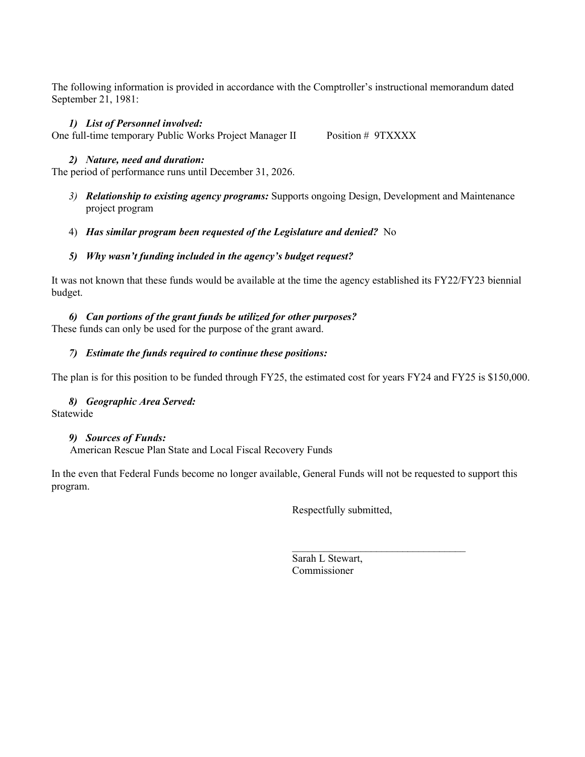The following information is provided in accordance with the Comptroller's instructional memorandum dated September 21, 1981:

1) ***List of Personnel involved:***

One full-time temporary Public Works Project Manager II     Position # 9TXXXX

2) ***Nature, need and duration:***

The period of performance runs until December 31, 2026.

3) ***Relationship to existing agency programs:*** Supports ongoing Design, Development and Maintenance project program

4) ***Has similar program been requested of the Legislature and denied?*** No

5) ***Why wasn't funding included in the agency's budget request?***

It was not known that these funds would be available at the time the agency established its FY22/FY23 biennial budget.

6) ***Can portions of the grant funds be utilized for other purposes?***

These funds can only be used for the purpose of the grant award.

7) ***Estimate the funds required to continue these positions:***

The plan is for this position to be funded through FY25, the estimated cost for years FY24 and FY25 is $150,000.

8) ***Geographic Area Served:***

Statewide

9) ***Sources of Funds:***

American Rescue Plan State and Local Fiscal Recovery Funds

In the even that Federal Funds become no longer available, General Funds will not be requested to support this program.

Respectfully submitted,

___________________________________

Sarah L Stewart,
Commissioner